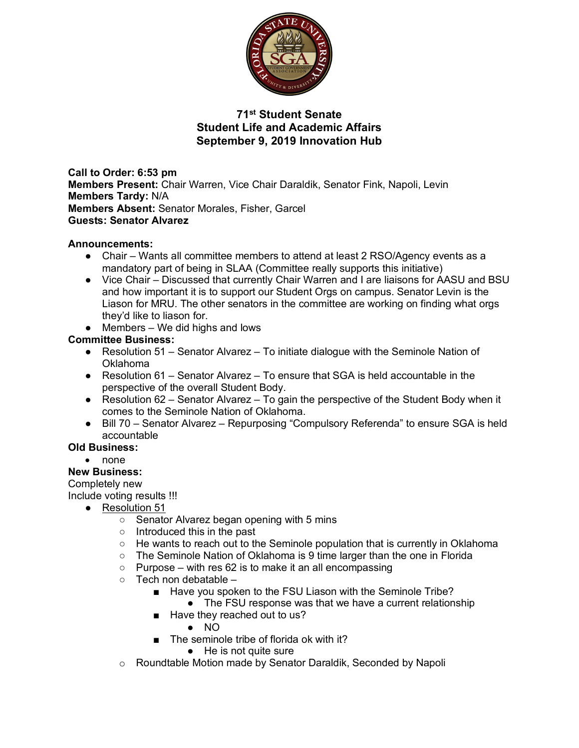# 71st Student Senate
## Student Life and Academic Affairs
## September 9, 2019 Innovation Hub

**Call to Order:** 6:53 pm
**Members Present:** Chair Warren, Vice Chair Daraldik, Senator Fink, Napoli, Levin
**Members Tardy:** N/A
**Members Absent:** Senator Morales, Fisher, Garcel
**Guests: Senator Alvarez**

**Announcements:**

- Chair – Wants all committee members to attend at least 2 RSO/Agency events as a mandatory part of being in SLAA (Committee really supports this initiative)
- Vice Chair – Discussed that currently Chair Warren and I are liaisons for AASU and BSU and how important it is to support our Student Orgs on campus. Senator Levin is the Liason for MRU. The other senators in the committee are working on finding what orgs they'd like to liason for.
- Members – We did highs and lows

**Committee Business:**

- Resolution 51 – Senator Alvarez – To initiate dialogue with the Seminole Nation of Oklahoma
- Resolution 61 – Senator Alvarez – To ensure that SGA is held accountable in the perspective of the overall Student Body.
- Resolution 62 – Senator Alvarez – To gain the perspective of the Student Body when it comes to the Seminole Nation of Oklahoma.
- Bill 70 – Senator Alvarez – Repurposing "Compulsory Referenda" to ensure SGA is held accountable

**Old Business:**

- none

**New Business:**

Completely new
Include voting results !!!

- <u>Resolution 51</u>
  - Senator Alvarez began opening with 5 mins
  - Introduced this in the past
  - He wants to reach out to the Seminole population that is currently in Oklahoma
  - The Seminole Nation of Oklahoma is 9 time larger than the one in Florida
  - Purpose – with res 62 is to make it an all encompassing
  - Tech non debatable –
    - Have you spoken to the FSU Liason with the Seminole Tribe?
      - The FSU response was that we have a current relationship
    - Have they reached out to us?
      - NO
    - The seminole tribe of florida ok with it?
      - He is not quite sure
  - Roundtable Motion made by Senator Daraldik, Seconded by Napoli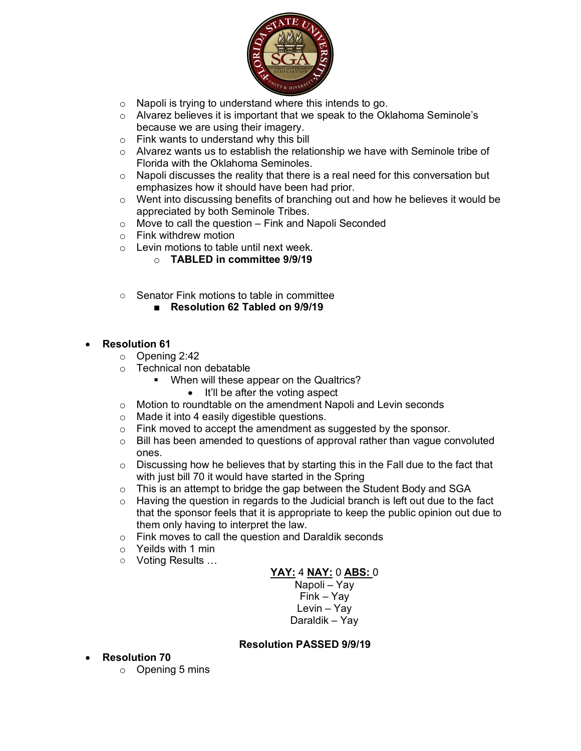- Napoli is trying to understand where this intends to go.
- Alvarez believes it is important that we speak to the Oklahoma Seminole's because we are using their imagery.
- Fink wants to understand why this bill
- Alvarez wants us to establish the relationship we have with Seminole tribe of Florida with the Oklahoma Seminoles.
- Napoli discusses the reality that there is a real need for this conversation but emphasizes how it should have been had prior.
- Went into discussing benefits of branching out and how he believes it would be appreciated by both Seminole Tribes.
- Move to call the question – Fink and Napoli Seconded
- Fink withdrew motion
- Levin motions to table until next week.
  - **TABLED in committee 9/9/19**

- Senator Fink motions to table in committee
  - **Resolution 62 Tabled on 9/9/19**

- **Resolution 61**
  - Opening 2:42
  - Technical non debatable
    - When will these appear on the Qualtrics?
      - It'll be after the voting aspect
  - Motion to roundtable on the amendment Napoli and Levin seconds
  - Made it into 4 easily digestible questions.
  - Fink moved to accept the amendment as suggested by the sponsor.
  - Bill has been amended to questions of approval rather than vague convoluted ones.
  - Discussing how he believes that by starting this in the Fall due to the fact that with just bill 70 it would have started in the Spring
  - This is an attempt to bridge the gap between the Student Body and SGA
  - Having the question in regards to the Judicial branch is left out due to the fact that the sponsor feels that it is appropriate to keep the public opinion out due to them only having to interpret the law.
  - Fink moves to call the question and Daraldik seconds
  - Yeilds with 1 min
  - Voting Results …

**YAY:** 4 **NAY:** 0 **ABS:** 0

Napoli – Yay
Fink – Yay
Levin – Yay
Daraldik – Yay

**Resolution PASSED 9/9/19**

- **Resolution 70**
  - Opening 5 mins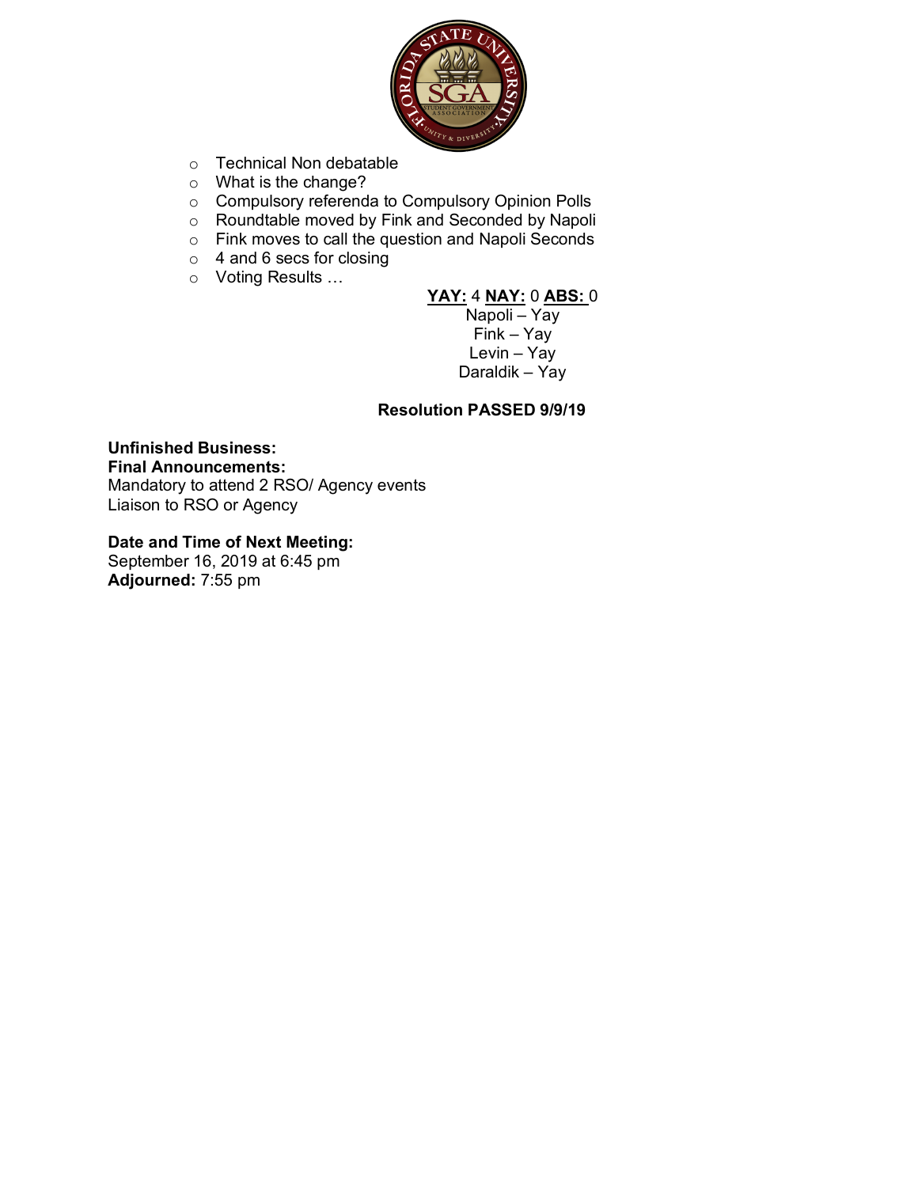- Technical Non debatable
- What is the change?
- Compulsory referenda to Compulsory Opinion Polls
- Roundtable moved by Fink and Seconded by Napoli
- Fink moves to call the question and Napoli Seconds
- 4 and 6 secs for closing
- Voting Results …

**YAY:** 4 **NAY:** 0 **ABS:** 0

Napoli – Yay

Fink – Yay

Levin – Yay

Daraldik – Yay

**Resolution PASSED 9/9/19**

**Unfinished Business:**

**Final Announcements:**

Mandatory to attend 2 RSO/ Agency events

Liaison to RSO or Agency

**Date and Time of Next Meeting:**

September 16, 2019 at 6:45 pm

**Adjourned:** 7:55 pm